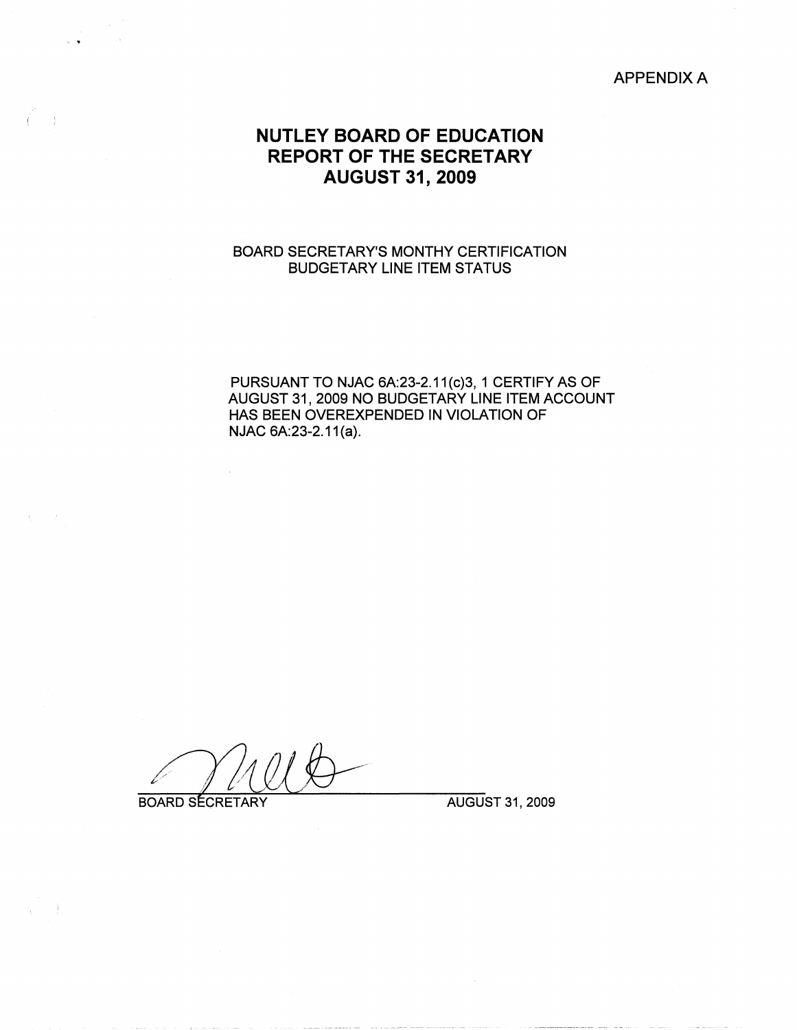APPENDIX A

# NUTLEY BOARD OF EDUCATION
# REPORT OF THE SECRETARY
# AUGUST 31, 2009

BOARD SECRETARY'S MONTHY CERTIFICATION
BUDGETARY LINE ITEM STATUS

PURSUANT TO NJAC 6A:23-2.11(c)3, 1 CERTIFY AS OF AUGUST 31, 2009 NO BUDGETARY LINE ITEM ACCOUNT HAS BEEN OVEREXPENDED IN VIOLATION OF NJAC 6A:23-2.11(a).

BOARD SECRETARY AUGUST 31, 2009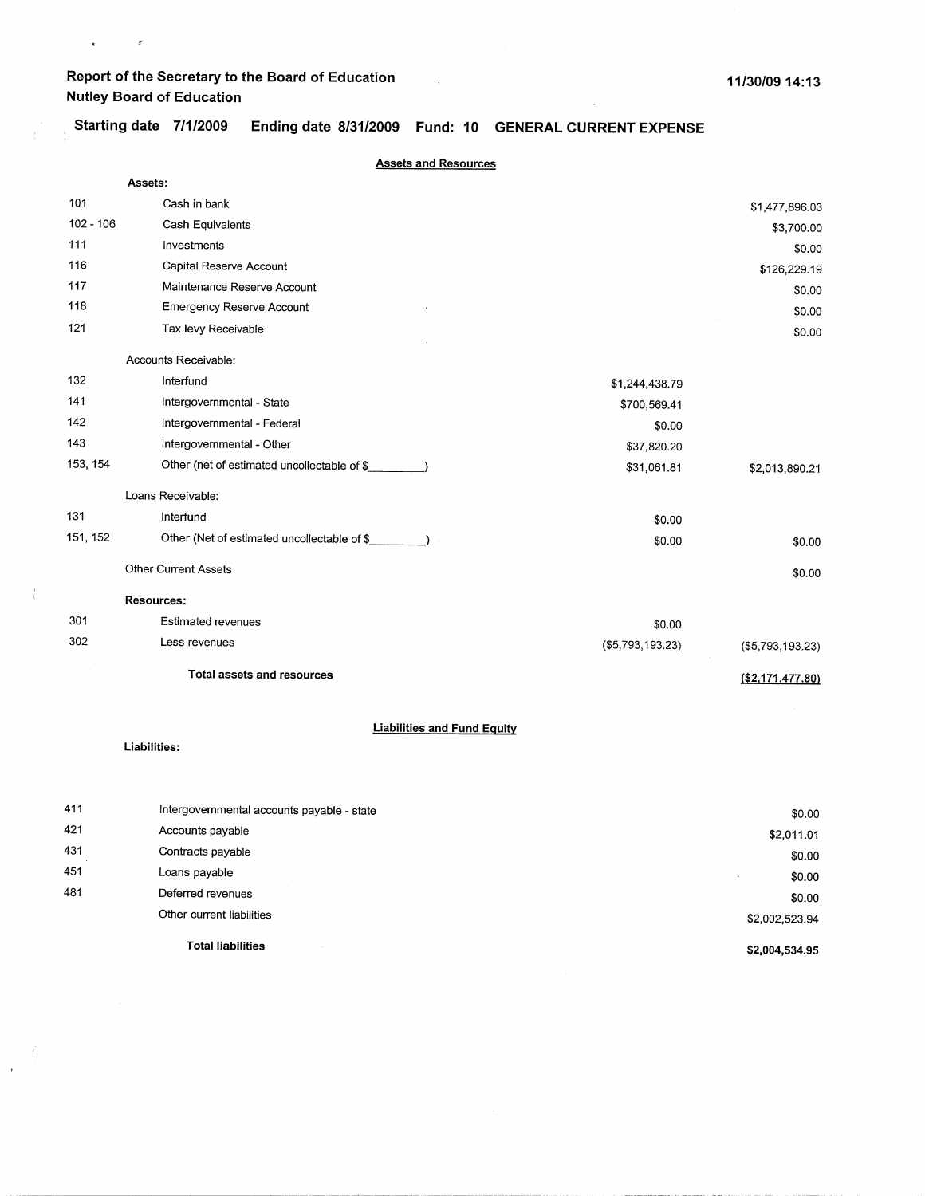**Report of the Secretary to the Board of Education**
**Nutley Board of Education**

11/30/09 14:13

**Starting date 7/1/2009 Ending date 8/31/2009 Fund: 10 GENERAL CURRENT EXPENSE**

## Assets and Resources

| | | | |
|---|---|---|---|
| | **Assets:** | | |
| 101 | Cash in bank | | $1,477,896.03 |
| 102 - 106 | Cash Equivalents | | $3,700.00 |
| 111 | Investments | | $0.00 |
| 116 | Capital Reserve Account | | $126,229.19 |
| 117 | Maintenance Reserve Account | | $0.00 |
| 118 | Emergency Reserve Account | | $0.00 |
| 121 | Tax levy Receivable | | $0.00 |
| | Accounts Receivable: | | |
| 132 | Interfund | $1,244,438.79 | |
| 141 | Intergovernmental - State | $700,569.41 | |
| 142 | Intergovernmental - Federal | $0.00 | |
| 143 | Intergovernmental - Other | $37,820.20 | |
| 153, 154 | Other (net of estimated uncollectable of $_________) | $31,061.81 | $2,013,890.21 |
| | Loans Receivable: | | |
| 131 | Interfund | $0.00 | |
| 151, 152 | Other (Net of estimated uncollectable of $_________) | $0.00 | $0.00 |
| | Other Current Assets | | $0.00 |
| | **Resources:** | | |
| 301 | Estimated revenues | $0.00 | |
| 302 | Less revenues | ($5,793,193.23) | ($5,793,193.23) |
| | **Total assets and resources** | | **($2,171,477.80)** |

## Liabilities and Fund Equity

**Liabilities:**

| | | |
|---|---|---|
| 411 | Intergovernmental accounts payable - state | $0.00 |
| 421 | Accounts payable | $2,011.01 |
| 431 | Contracts payable | $0.00 |
| 451 | Loans payable | $0.00 |
| 481 | Deferred revenues | $0.00 |
| | Other current liabilities | $2,002,523.94 |
| | **Total liabilities** | **$2,004,534.95** |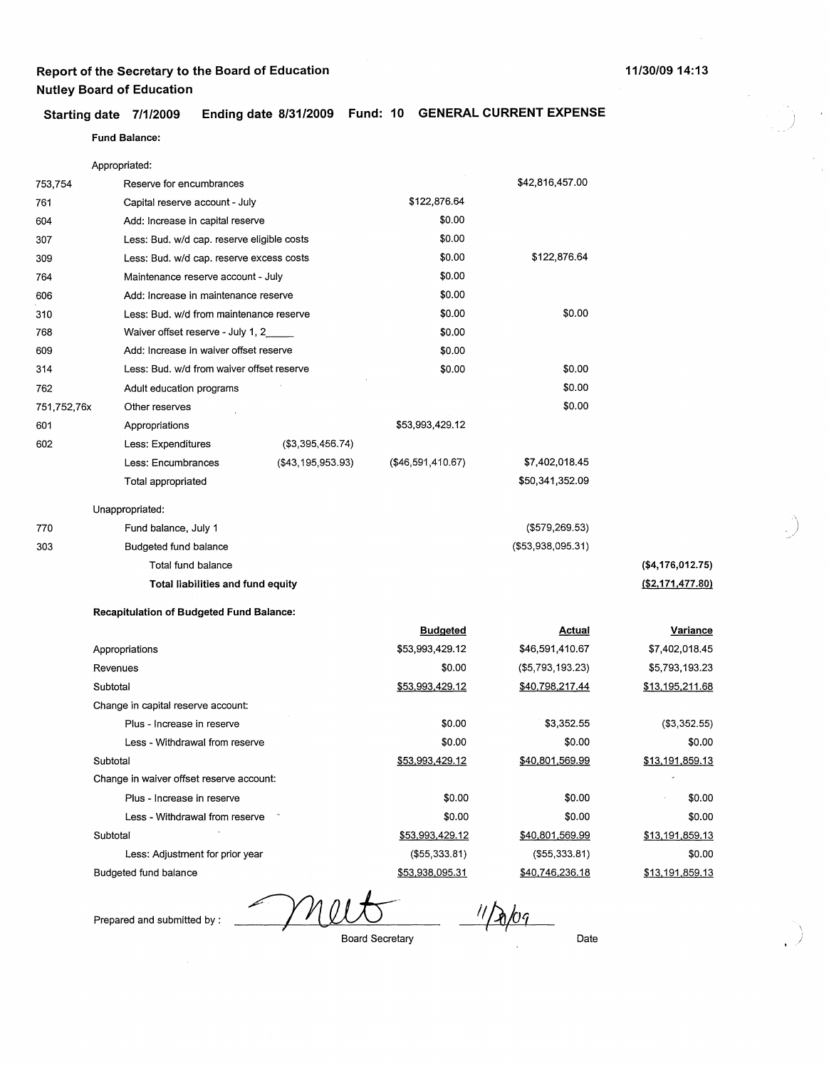**Report of the Secretary to the Board of Education**
**Nutley Board of Education**

11/30/09 14:13

**Starting date 7/1/2009 Ending date 8/31/2009 Fund: 10 GENERAL CURRENT EXPENSE**

**Fund Balance:**

| | | | | | |
|---|---|---|---|---|---|
| | Appropriated: | | | | |
| 753,754 | Reserve for encumbrances | | | $42,816,457.00 | |
| 761 | Capital reserve account - July | | $122,876.64 | | |
| 604 | Add: Increase in capital reserve | | $0.00 | | |
| 307 | Less: Bud. w/d cap. reserve eligible costs | | $0.00 | | |
| 309 | Less: Bud. w/d cap. reserve excess costs | | $0.00 | $122,876.64 | |
| 764 | Maintenance reserve account - July | | $0.00 | | |
| 606 | Add: Increase in maintenance reserve | | $0.00 | | |
| 310 | Less: Bud. w/d from maintenance reserve | | $0.00 | $0.00 | |
| 768 | Waiver offset reserve - July 1, 2_____ | | $0.00 | | |
| 609 | Add: Increase in waiver offset reserve | | $0.00 | | |
| 314 | Less: Bud. w/d from waiver offset reserve | | $0.00 | $0.00 | |
| 762 | Adult education programs | | | $0.00 | |
| 751,752,76x | Other reserves | | | $0.00 | |
| 601 | Appropriations | | $53,993,429.12 | | |
| 602 | Less: Expenditures | ($3,395,456.74) | | | |
| | Less: Encumbrances | ($43,195,953.93) | ($46,591,410.67) | $7,402,018.45 | |
| | Total appropriated | | | $50,341,352.09 | |
| | Unappropriated: | | | | |
| 770 | Fund balance, July 1 | | | ($579,269.53) | |
| 303 | Budgeted fund balance | | | ($53,938,095.31) | |
| | Total fund balance | | | | ($4,176,012.75) |
| | **Total liabilities and fund equity** | | | | **($2,171,477.80)** |

**Recapitulation of Budgeted Fund Balance:**

| | Budgeted | Actual | Variance |
|---|---|---|---|
| Appropriations | $53,993,429.12 | $46,591,410.67 | $7,402,018.45 |
| Revenues | $0.00 | ($5,793,193.23) | $5,793,193.23 |
| Subtotal | $53,993,429.12 | $40,798,217.44 | $13,195,211.68 |
| Change in capital reserve account: | | | |
| Plus - Increase in reserve | $0.00 | $3,352.55 | ($3,352.55) |
| Less - Withdrawal from reserve | $0.00 | $0.00 | $0.00 |
| Subtotal | $53,993,429.12 | $40,801,569.99 | $13,191,859.13 |
| Change in waiver offset reserve account: | | | |
| Plus - Increase in reserve | $0.00 | $0.00 | $0.00 |
| Less - Withdrawal from reserve | $0.00 | $0.00 | $0.00 |
| Subtotal | $53,993,429.12 | $40,801,569.99 | $13,191,859.13 |
| Less: Adjustment for prior year | ($55,333.81) | ($55,333.81) | $0.00 |
| Budgeted fund balance | $53,938,095.31 | $40,746,236.18 | $13,191,859.13 |

Prepared and submitted by : [signature] 11/30/09

Board Secretary Date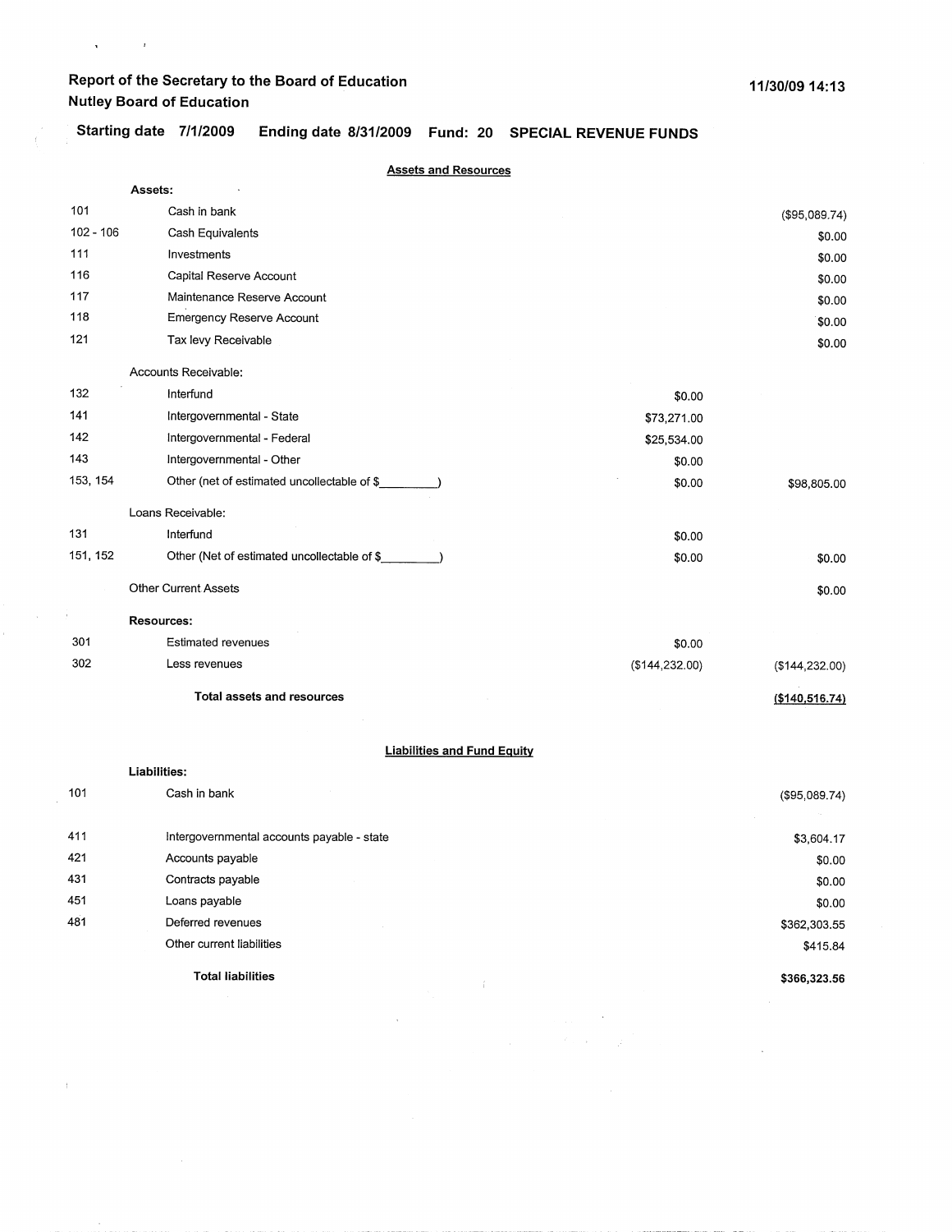# Report of the Secretary to the Board of Education
## Nutley Board of Education

11/30/09 14:13

**Starting date 7/1/2009 Ending date 8/31/2009 Fund: 20 SPECIAL REVENUE FUNDS**

### Assets and Resources

| Account | Description | | Amount |
|---|---|---|---|
| | **Assets:** | | |
| 101 | Cash in bank | | ($95,089.74) |
| 102 - 106 | Cash Equivalents | | $0.00 |
| 111 | Investments | | $0.00 |
| 116 | Capital Reserve Account | | $0.00 |
| 117 | Maintenance Reserve Account | | $0.00 |
| 118 | Emergency Reserve Account | | $0.00 |
| 121 | Tax levy Receivable | | $0.00 |
| | Accounts Receivable: | | |
| 132 | Interfund | $0.00 | |
| 141 | Intergovernmental - State | $73,271.00 | |
| 142 | Intergovernmental - Federal | $25,534.00 | |
| 143 | Intergovernmental - Other | $0.00 | |
| 153, 154 | Other (net of estimated uncollectable of $_________) | $0.00 | $98,805.00 |
| | Loans Receivable: | | |
| 131 | Interfund | $0.00 | |
| 151, 152 | Other (Net of estimated uncollectable of $_________) | $0.00 | $0.00 |
| | Other Current Assets | | $0.00 |
| | **Resources:** | | |
| 301 | Estimated revenues | $0.00 | |
| 302 | Less revenues | ($144,232.00) | ($144,232.00) |
| | **Total assets and resources** | | **($140,516.74)** |

### Liabilities and Fund Equity

| Account | Description | Amount |
|---|---|---|
| | **Liabilities:** | |
| 101 | Cash in bank | ($95,089.74) |
| 411 | Intergovernmental accounts payable - state | $3,604.17 |
| 421 | Accounts payable | $0.00 |
| 431 | Contracts payable | $0.00 |
| 451 | Loans payable | $0.00 |
| 481 | Deferred revenues | $362,303.55 |
| | Other current liabilities | $415.84 |
| | **Total liabilities** | **$366,323.56** |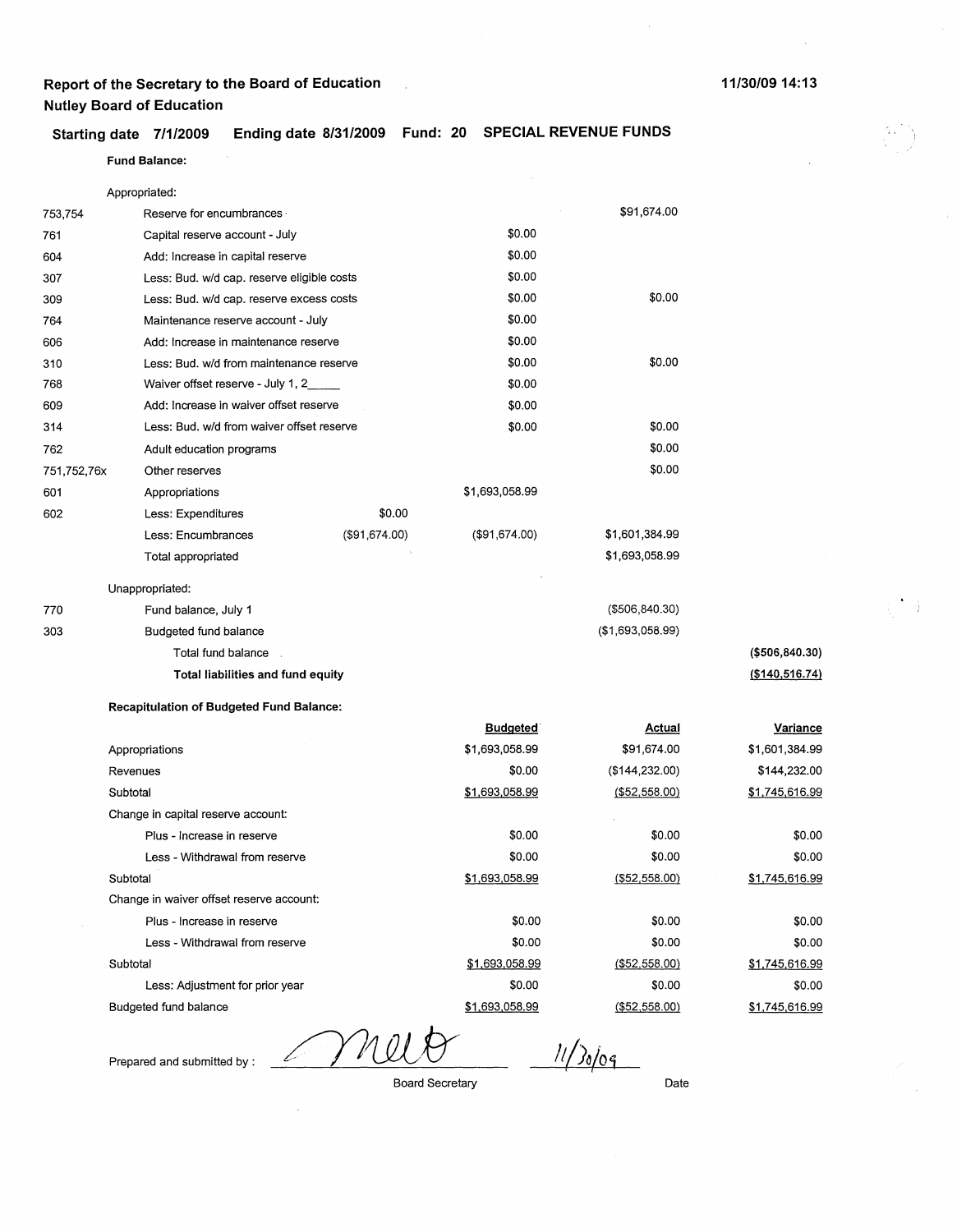**Report of the Secretary to the Board of Education**
**Nutley Board of Education**

11/30/09 14:13

**Starting date 7/1/2009 Ending date 8/31/2009 Fund: 20 SPECIAL REVENUE FUNDS**

**Fund Balance:**

| | | | | | |
|---|---|---|---|---|---|
| | Appropriated: | | | | |
| 753,754 | Reserve for encumbrances | | | $91,674.00 | |
| 761 | Capital reserve account - July | | $0.00 | | |
| 604 | Add: Increase in capital reserve | | $0.00 | | |
| 307 | Less: Bud. w/d cap. reserve eligible costs | | $0.00 | | |
| 309 | Less: Bud. w/d cap. reserve excess costs | | $0.00 | $0.00 | |
| 764 | Maintenance reserve account - July | | $0.00 | | |
| 606 | Add: Increase in maintenance reserve | | $0.00 | | |
| 310 | Less: Bud. w/d from maintenance reserve | | $0.00 | $0.00 | |
| 768 | Waiver offset reserve - July 1, 2____ | | $0.00 | | |
| 609 | Add: Increase in waiver offset reserve | | $0.00 | | |
| 314 | Less: Bud. w/d from waiver offset reserve | | $0.00 | $0.00 | |
| 762 | Adult education programs | | | $0.00 | |
| 751,752,76x | Other reserves | | | $0.00 | |
| 601 | Appropriations | | $1,693,058.99 | | |
| 602 | Less: Expenditures | $0.00 | | | |
| | Less: Encumbrances | ($91,674.00) | ($91,674.00) | $1,601,384.99 | |
| | Total appropriated | | | $1,693,058.99 | |
| | Unappropriated: | | | | |
| 770 | Fund balance, July 1 | | | ($506,840.30) | |
| 303 | Budgeted fund balance | | | ($1,693,058.99) | |
| | Total fund balance | | | | **($506,840.30)** |
| | **Total liabilities and fund equity** | | | | **($140,516.74)** |

**Recapitulation of Budgeted Fund Balance:**

| | Budgeted | Actual | Variance |
|---|---|---|---|
| Appropriations | $1,693,058.99 | $91,674.00 | $1,601,384.99 |
| Revenues | $0.00 | ($144,232.00) | $144,232.00 |
| Subtotal | $1,693,058.99 | ($52,558.00) | $1,745,616.99 |
| Change in capital reserve account: | | | |
| Plus - Increase in reserve | $0.00 | $0.00 | $0.00 |
| Less - Withdrawal from reserve | $0.00 | $0.00 | $0.00 |
| Subtotal | $1,693,058.99 | ($52,558.00) | $1,745,616.99 |
| Change in waiver offset reserve account: | | | |
| Plus - Increase in reserve | $0.00 | $0.00 | $0.00 |
| Less - Withdrawal from reserve | $0.00 | $0.00 | $0.00 |
| Subtotal | $1,693,058.99 | ($52,558.00) | $1,745,616.99 |
| Less: Adjustment for prior year | $0.00 | $0.00 | $0.00 |
| Budgeted fund balance | $1,693,058.99 | ($52,558.00) | $1,745,616.99 |

Prepared and submitted by : _________________ Board Secretary 11/30/09 Date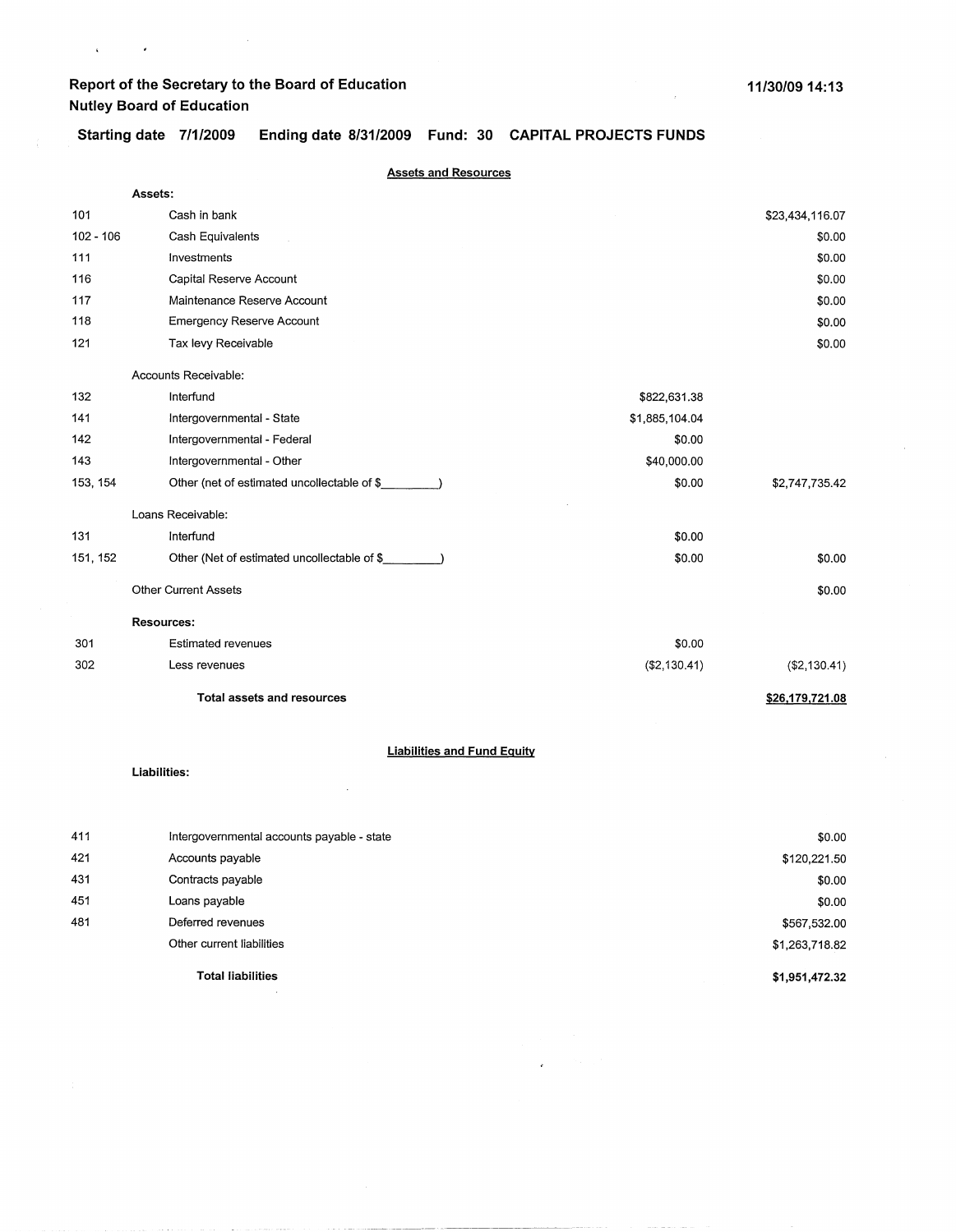**Report of the Secretary to the Board of Education**
**Nutley Board of Education**

**11/30/09 14:13**

**Starting date 7/1/2009 Ending date 8/31/2009 Fund: 30 CAPITAL PROJECTS FUNDS**

## Assets and Resources

| | | | |
|---|---|---|---|
| | **Assets:** | | |
| 101 | Cash in bank | | $23,434,116.07 |
| 102 - 106 | Cash Equivalents | | $0.00 |
| 111 | Investments | | $0.00 |
| 116 | Capital Reserve Account | | $0.00 |
| 117 | Maintenance Reserve Account | | $0.00 |
| 118 | Emergency Reserve Account | | $0.00 |
| 121 | Tax levy Receivable | | $0.00 |
| | Accounts Receivable: | | |
| 132 | Interfund | $822,631.38 | |
| 141 | Intergovernmental - State | $1,885,104.04 | |
| 142 | Intergovernmental - Federal | $0.00 | |
| 143 | Intergovernmental - Other | $40,000.00 | |
| 153, 154 | Other (net of estimated uncollectable of $\_\_\_\_\_\_\_\_\_) | $0.00 | $2,747,735.42 |
| | Loans Receivable: | | |
| 131 | Interfund | $0.00 | |
| 151, 152 | Other (Net of estimated uncollectable of $\_\_\_\_\_\_\_\_\_) | $0.00 | $0.00 |
| | Other Current Assets | | $0.00 |
| | **Resources:** | | |
| 301 | Estimated revenues | $0.00 | |
| 302 | Less revenues | ($2,130.41) | ($2,130.41) |
| | **Total assets and resources** | | **$26,179,721.08** |

## Liabilities and Fund Equity

**Liabilities:**

| | | |
|---|---|---|
| 411 | Intergovernmental accounts payable - state | $0.00 |
| 421 | Accounts payable | $120,221.50 |
| 431 | Contracts payable | $0.00 |
| 451 | Loans payable | $0.00 |
| 481 | Deferred revenues | $567,532.00 |
| | Other current liabilities | $1,263,718.82 |
| | **Total liabilities** | **$1,951,472.32** |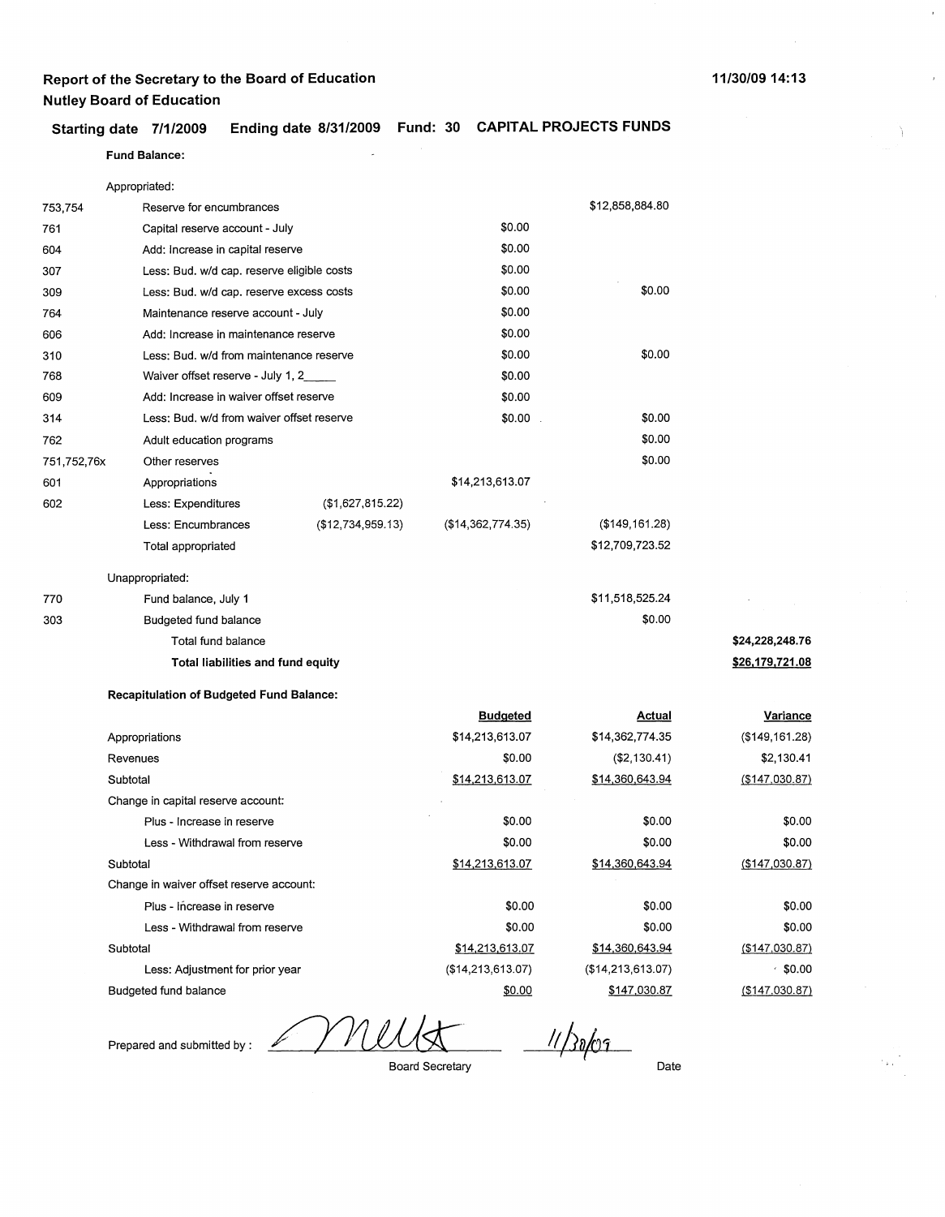**Report of the Secretary to the Board of Education**
**Nutley Board of Education**

11/30/09 14:13

**Starting date 7/1/2009 Ending date 8/31/2009 Fund: 30 CAPITAL PROJECTS FUNDS**

**Fund Balance:**

| Code | Description | | | | |
|---|---|---|---|---|---|
| | Appropriated: | | | | |
| 753,754 | Reserve for encumbrances | | | $12,858,884.80 | |
| 761 | Capital reserve account - July | | $0.00 | | |
| 604 | Add: Increase in capital reserve | | $0.00 | | |
| 307 | Less: Bud. w/d cap. reserve eligible costs | | $0.00 | | |
| 309 | Less: Bud. w/d cap. reserve excess costs | | $0.00 | $0.00 | |
| 764 | Maintenance reserve account - July | | $0.00 | | |
| 606 | Add: Increase in maintenance reserve | | $0.00 | | |
| 310 | Less: Bud. w/d from maintenance reserve | | $0.00 | $0.00 | |
| 768 | Waiver offset reserve - July 1, 2_____ | | $0.00 | | |
| 609 | Add: Increase in waiver offset reserve | | $0.00 | | |
| 314 | Less: Bud. w/d from waiver offset reserve | | $0.00 | $0.00 | |
| 762 | Adult education programs | | | $0.00 | |
| 751,752,76x | Other reserves | | | $0.00 | |
| 601 | Appropriations | | $14,213,613.07 | | |
| 602 | Less: Expenditures | ($1,627,815.22) | | | |
| | Less: Encumbrances | ($12,734,959.13) | ($14,362,774.35) | ($149,161.28) | |
| | Total appropriated | | | $12,709,723.52 | |
| | Unappropriated: | | | | |
| 770 | Fund balance, July 1 | | | $11,518,525.24 | |
| 303 | Budgeted fund balance | | | $0.00 | |
| | Total fund balance | | | | $24,228,248.76 |
| | **Total liabilities and fund equity** | | | | $26,179,721.08 |

**Recapitulation of Budgeted Fund Balance:**

| | Budgeted | Actual | Variance |
|---|---|---|---|
| Appropriations | $14,213,613.07 | $14,362,774.35 | ($149,161.28) |
| Revenues | $0.00 | ($2,130.41) | $2,130.41 |
| Subtotal | $14,213,613.07 | $14,360,643.94 | ($147,030.87) |
| Change in capital reserve account: | | | |
| Plus - Increase in reserve | $0.00 | $0.00 | $0.00 |
| Less - Withdrawal from reserve | $0.00 | $0.00 | $0.00 |
| Subtotal | $14,213,613.07 | $14,360,643.94 | ($147,030.87) |
| Change in waiver offset reserve account: | | | |
| Plus - Increase in reserve | $0.00 | $0.00 | $0.00 |
| Less - Withdrawal from reserve | $0.00 | $0.00 | $0.00 |
| Subtotal | $14,213,613.07 | $14,360,643.94 | ($147,030.87) |
| Less: Adjustment for prior year | ($14,213,613.07) | ($14,213,613.07) | $0.00 |
| Budgeted fund balance | $0.00 | $147,030.87 | ($147,030.87) |

Prepared and submitted by : _______________ 11/30/09

Board Secretary Date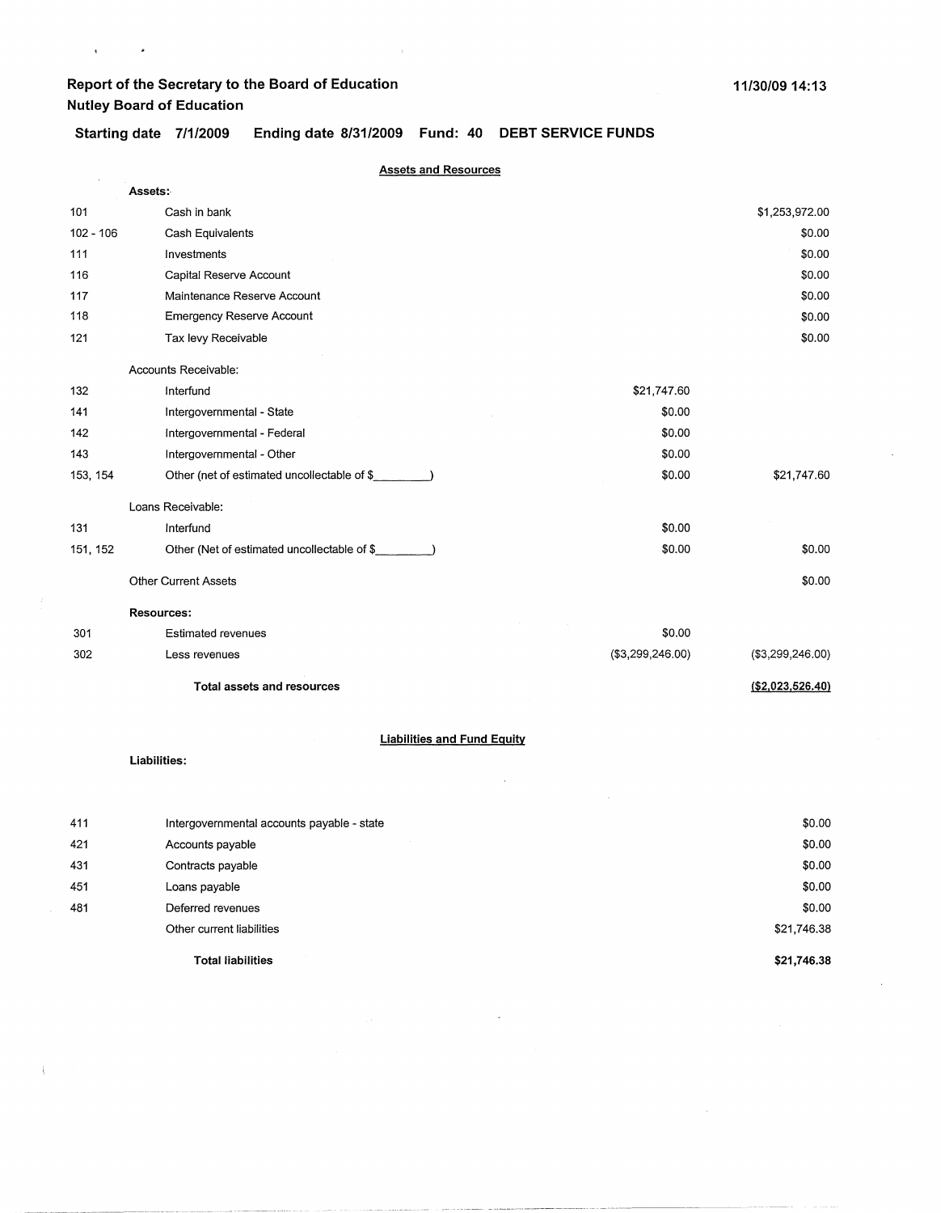**Report of the Secretary to the Board of Education**
**Nutley Board of Education**

**11/30/09 14:13**

**Starting date 7/1/2009 Ending date 8/31/2009 Fund: 40 DEBT SERVICE FUNDS**

**Assets and Resources**

| | | | |
|---|---|---|---|
| | **Assets:** | | |
| 101 | Cash in bank | | $1,253,972.00 |
| 102 - 106 | Cash Equivalents | | $0.00 |
| 111 | Investments | | $0.00 |
| 116 | Capital Reserve Account | | $0.00 |
| 117 | Maintenance Reserve Account | | $0.00 |
| 118 | Emergency Reserve Account | | $0.00 |
| 121 | Tax levy Receivable | | $0.00 |
| | Accounts Receivable: | | |
| 132 | Interfund | $21,747.60 | |
| 141 | Intergovernmental - State | $0.00 | |
| 142 | Intergovernmental - Federal | $0.00 | |
| 143 | Intergovernmental - Other | $0.00 | |
| 153, 154 | Other (net of estimated uncollectable of $________) | $0.00 | $21,747.60 |
| | Loans Receivable: | | |
| 131 | Interfund | $0.00 | |
| 151, 152 | Other (Net of estimated uncollectable of $________) | $0.00 | $0.00 |
| | Other Current Assets | | $0.00 |
| | **Resources:** | | |
| 301 | Estimated revenues | $0.00 | |
| 302 | Less revenues | ($3,299,246.00) | ($3,299,246.00) |
| | **Total assets and resources** | | **($2,023,526.40)** |

**Liabilities and Fund Equity**

**Liabilities:**

| | | |
|---|---|---|
| 411 | Intergovernmental accounts payable - state | $0.00 |
| 421 | Accounts payable | $0.00 |
| 431 | Contracts payable | $0.00 |
| 451 | Loans payable | $0.00 |
| 481 | Deferred revenues | $0.00 |
| | Other current liabilities | $21,746.38 |
| | **Total liabilities** | **$21,746.38** |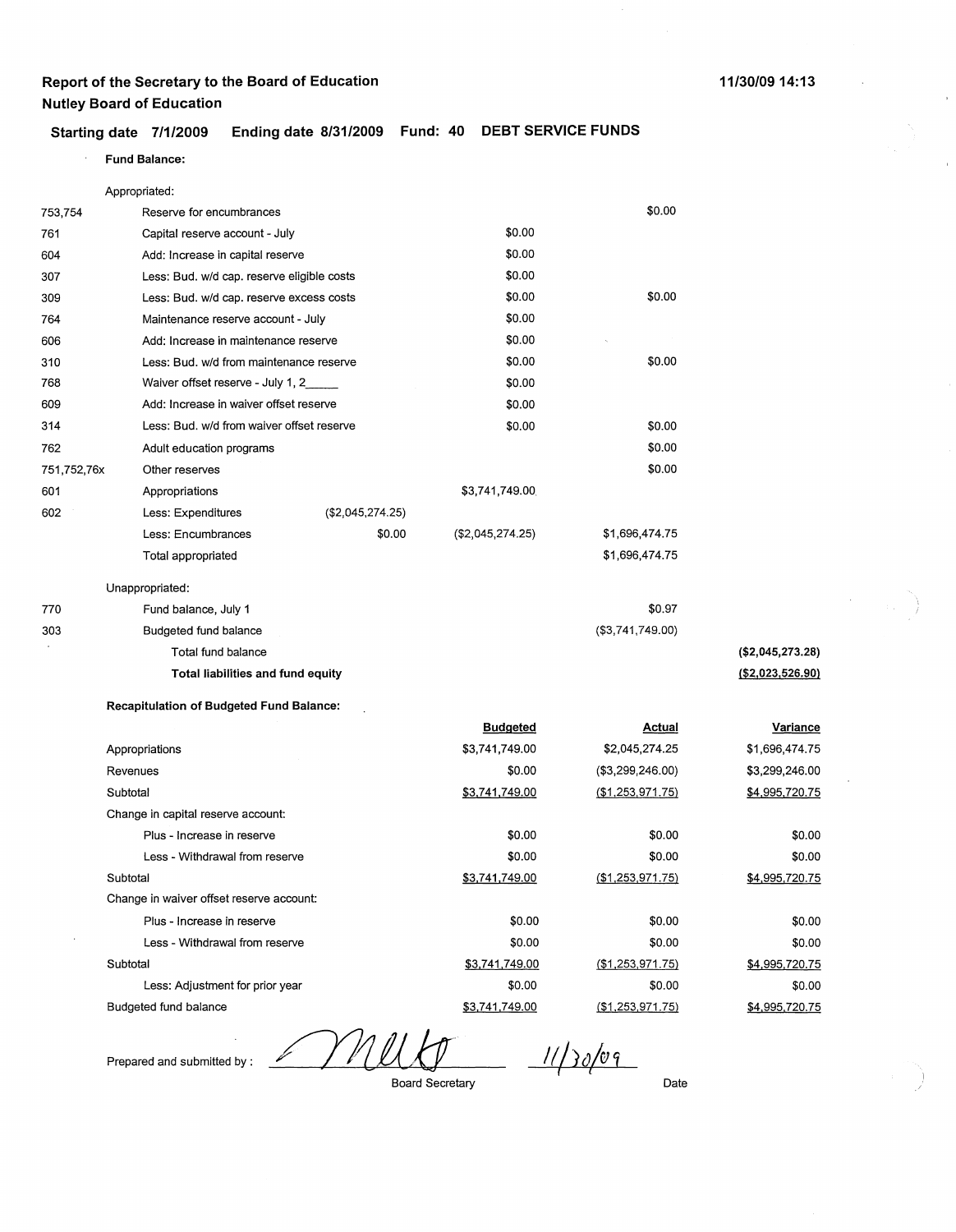**Report of the Secretary to the Board of Education**
**Nutley Board of Education**

11/30/09 14:13

**Starting date 7/1/2009 Ending date 8/31/2009 Fund: 40 DEBT SERVICE FUNDS**

**Fund Balance:**

| | | | | | |
|---|---|---|---|---|---|
| | Appropriated: | | | | |
| 753,754 | Reserve for encumbrances | | | $0.00 | |
| 761 | Capital reserve account - July | | $0.00 | | |
| 604 | Add: Increase in capital reserve | | $0.00 | | |
| 307 | Less: Bud. w/d cap. reserve eligible costs | | $0.00 | | |
| 309 | Less: Bud. w/d cap. reserve excess costs | | $0.00 | $0.00 | |
| 764 | Maintenance reserve account - July | | $0.00 | | |
| 606 | Add: Increase in maintenance reserve | | $0.00 | | |
| 310 | Less: Bud. w/d from maintenance reserve | | $0.00 | $0.00 | |
| 768 | Waiver offset reserve - July 1, 2_____ | | $0.00 | | |
| 609 | Add: Increase in waiver offset reserve | | $0.00 | | |
| 314 | Less: Bud. w/d from waiver offset reserve | | $0.00 | $0.00 | |
| 762 | Adult education programs | | | $0.00 | |
| 751,752,76x | Other reserves | | | $0.00 | |
| 601 | Appropriations | | $3,741,749.00 | | |
| 602 | Less: Expenditures | ($2,045,274.25) | | | |
| | Less: Encumbrances | $0.00 | ($2,045,274.25) | $1,696,474.75 | |
| | Total appropriated | | | $1,696,474.75 | |
| | Unappropriated: | | | | |
| 770 | Fund balance, July 1 | | | $0.97 | |
| 303 | Budgeted fund balance | | | ($3,741,749.00) | |
| | Total fund balance | | | | ($2,045,273.28) |
| | **Total liabilities and fund equity** | | | | **($2,023,526.90)** |

**Recapitulation of Budgeted Fund Balance:**

| | Budgeted | Actual | Variance |
|---|---|---|---|
| Appropriations | $3,741,749.00 | $2,045,274.25 | $1,696,474.75 |
| Revenues | $0.00 | ($3,299,246.00) | $3,299,246.00 |
| Subtotal | $3,741,749.00 | ($1,253,971.75) | $4,995,720.75 |
| Change in capital reserve account: | | | |
| Plus - Increase in reserve | $0.00 | $0.00 | $0.00 |
| Less - Withdrawal from reserve | $0.00 | $0.00 | $0.00 |
| Subtotal | $3,741,749.00 | ($1,253,971.75) | $4,995,720.75 |
| Change in waiver offset reserve account: | | | |
| Plus - Increase in reserve | $0.00 | $0.00 | $0.00 |
| Less - Withdrawal from reserve | $0.00 | $0.00 | $0.00 |
| Subtotal | $3,741,749.00 | ($1,253,971.75) | $4,995,720.75 |
| Less: Adjustment for prior year | $0.00 | $0.00 | $0.00 |
| Budgeted fund balance | $3,741,749.00 | ($1,253,971.75) | $4,995,720.75 |

Prepared and submitted by : ____________________ 11/30/09

Board Secretary Date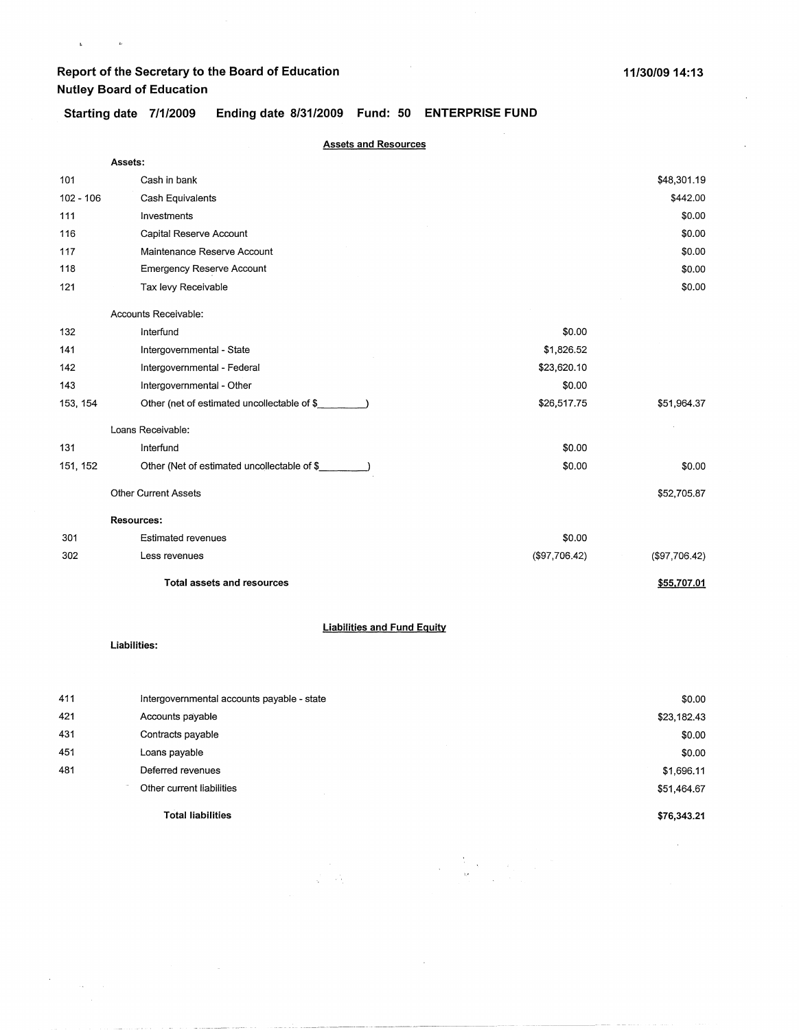**Report of the Secretary to the Board of Education**
**Nutley Board of Education**

11/30/09 14:13

**Starting date 7/1/2009 Ending date 8/31/2009 Fund: 50 ENTERPRISE FUND**

**Assets and Resources**

| | | | |
|---|---|---|---|
| | **Assets:** | | |
| 101 | Cash in bank | | $48,301.19 |
| 102 - 106 | Cash Equivalents | | $442.00 |
| 111 | Investments | | $0.00 |
| 116 | Capital Reserve Account | | $0.00 |
| 117 | Maintenance Reserve Account | | $0.00 |
| 118 | Emergency Reserve Account | | $0.00 |
| 121 | Tax levy Receivable | | $0.00 |
| | Accounts Receivable: | | |
| 132 | Interfund | $0.00 | |
| 141 | Intergovernmental - State | $1,826.52 | |
| 142 | Intergovernmental - Federal | $23,620.10 | |
| 143 | Intergovernmental - Other | $0.00 | |
| 153, 154 | Other (net of estimated uncollectable of $________) | $26,517.75 | $51,964.37 |
| | Loans Receivable: | | |
| 131 | Interfund | $0.00 | |
| 151, 152 | Other (Net of estimated uncollectable of $________) | $0.00 | $0.00 |
| | Other Current Assets | | $52,705.87 |
| | **Resources:** | | |
| 301 | Estimated revenues | $0.00 | |
| 302 | Less revenues | ($97,706.42) | ($97,706.42) |
| | **Total assets and resources** | | **$55,707.01** |

**Liabilities and Fund Equity**

| | | |
|---|---|---|
| | **Liabilities:** | |
| 411 | Intergovernmental accounts payable - state | $0.00 |
| 421 | Accounts payable | $23,182.43 |
| 431 | Contracts payable | $0.00 |
| 451 | Loans payable | $0.00 |
| 481 | Deferred revenues | $1,696.11 |
| | Other current liabilities | $51,464.67 |
| | **Total liabilities** | **$76,343.21** |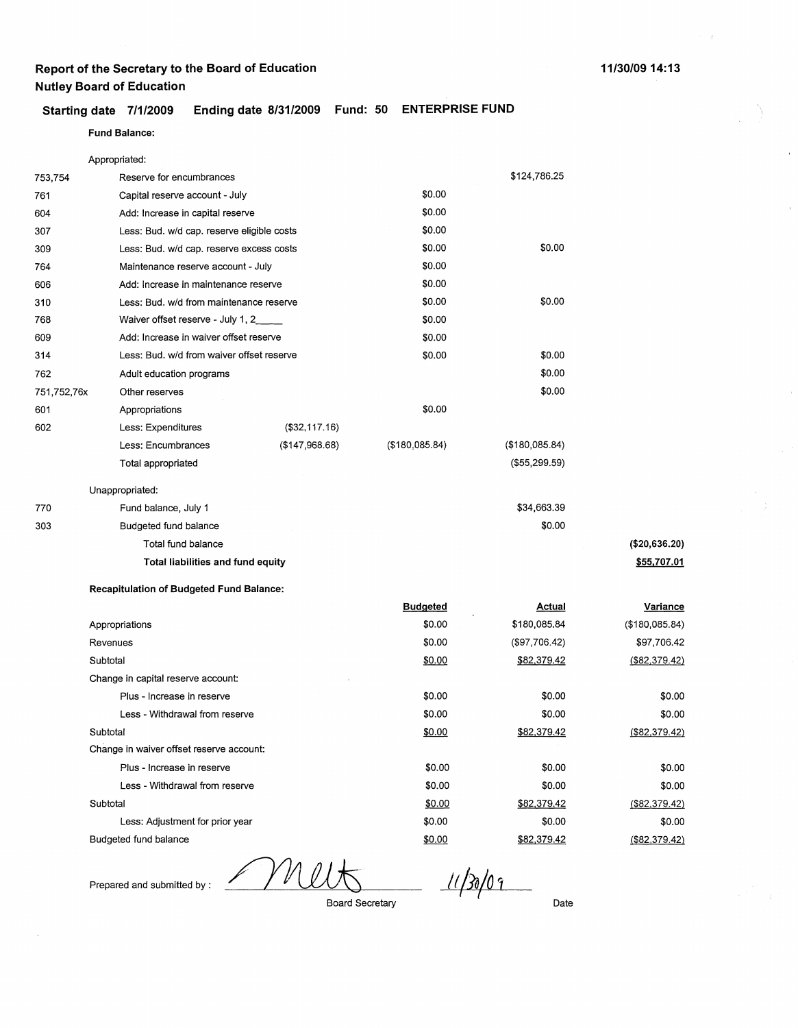**Report of the Secretary to the Board of Education**
**Nutley Board of Education**

11/30/09 14:13

**Starting date 7/1/2009 Ending date 8/31/2009 Fund: 50 ENTERPRISE FUND**

**Fund Balance:**

| Code | Description | | | | |
|---|---|---|---|---|---|
| | Appropriated: | | | | |
| 753,754 | Reserve for encumbrances | | | $124,786.25 | |
| 761 | Capital reserve account - July | | $0.00 | | |
| 604 | Add: Increase in capital reserve | | $0.00 | | |
| 307 | Less: Bud. w/d cap. reserve eligible costs | | $0.00 | | |
| 309 | Less: Bud. w/d cap. reserve excess costs | | $0.00 | $0.00 | |
| 764 | Maintenance reserve account - July | | $0.00 | | |
| 606 | Add: Increase in maintenance reserve | | $0.00 | | |
| 310 | Less: Bud. w/d from maintenance reserve | | $0.00 | $0.00 | |
| 768 | Waiver offset reserve - July 1, 2_____ | | $0.00 | | |
| 609 | Add: Increase in waiver offset reserve | | $0.00 | | |
| 314 | Less: Bud. w/d from waiver offset reserve | | $0.00 | $0.00 | |
| 762 | Adult education programs | | | $0.00 | |
| 751,752,76x | Other reserves | | | $0.00 | |
| 601 | Appropriations | | $0.00 | | |
| 602 | Less: Expenditures | ($32,117.16) | | | |
| | Less: Encumbrances | ($147,968.68) | ($180,085.84) | ($180,085.84) | |
| | Total appropriated | | | ($55,299.59) | |
| | Unappropriated: | | | | |
| 770 | Fund balance, July 1 | | | $34,663.39 | |
| 303 | Budgeted fund balance | | | $0.00 | |
| | Total fund balance | | | | **($20,636.20)** |
| | **Total liabilities and fund equity** | | | | **$55,707.01** |

**Recapitulation of Budgeted Fund Balance:**

| | Budgeted | Actual | Variance |
|---|---|---|---|
| Appropriations | $0.00 | $180,085.84 | ($180,085.84) |
| Revenues | $0.00 | ($97,706.42) | $97,706.42 |
| Subtotal | $0.00 | $82,379.42 | ($82,379.42) |
| Change in capital reserve account: | | | |
| Plus - Increase in reserve | $0.00 | $0.00 | $0.00 |
| Less - Withdrawal from reserve | $0.00 | $0.00 | $0.00 |
| Subtotal | $0.00 | $82,379.42 | ($82,379.42) |
| Change in waiver offset reserve account: | | | |
| Plus - Increase in reserve | $0.00 | $0.00 | $0.00 |
| Less - Withdrawal from reserve | $0.00 | $0.00 | $0.00 |
| Subtotal | $0.00 | $82,379.42 | ($82,379.42) |
| Less: Adjustment for prior year | $0.00 | $0.00 | $0.00 |
| Budgeted fund balance | $0.00 | $82,379.42 | ($82,379.42) |

Prepared and submitted by : *[signature]* 11/30/09

Board Secretary Date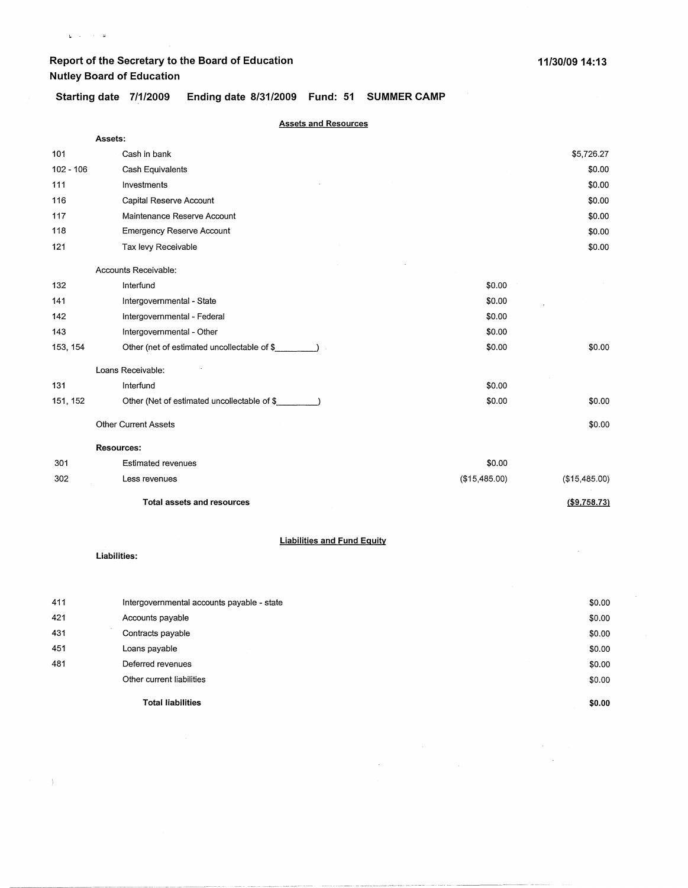# Report of the Secretary to the Board of Education
## Nutley Board of Education

11/30/09 14:13

**Starting date 7/1/2009 Ending date 8/31/2009 Fund: 51 SUMMER CAMP**

### Assets and Resources

| | | | |
|---|---|---|---|
| | **Assets:** | | |
| 101 | Cash in bank | | $5,726.27 |
| 102 - 106 | Cash Equivalents | | $0.00 |
| 111 | Investments | | $0.00 |
| 116 | Capital Reserve Account | | $0.00 |
| 117 | Maintenance Reserve Account | | $0.00 |
| 118 | Emergency Reserve Account | | $0.00 |
| 121 | Tax levy Receivable | | $0.00 |
| | Accounts Receivable: | | |
| 132 | Interfund | $0.00 | |
| 141 | Intergovernmental - State | $0.00 | |
| 142 | Intergovernmental - Federal | $0.00 | |
| 143 | Intergovernmental - Other | $0.00 | |
| 153, 154 | Other (net of estimated uncollectable of $_________) | $0.00 | $0.00 |
| | Loans Receivable: | | |
| 131 | Interfund | $0.00 | |
| 151, 152 | Other (Net of estimated uncollectable of $_________) | $0.00 | $0.00 |
| | Other Current Assets | | $0.00 |
| | **Resources:** | | |
| 301 | Estimated revenues | $0.00 | |
| 302 | Less revenues | ($15,485.00) | ($15,485.00) |
| | **Total assets and resources** | | **($9,758.73)** |

### Liabilities and Fund Equity

| | | |
|---|---|---|
| | **Liabilities:** | |
| 411 | Intergovernmental accounts payable - state | $0.00 |
| 421 | Accounts payable | $0.00 |
| 431 | Contracts payable | $0.00 |
| 451 | Loans payable | $0.00 |
| 481 | Deferred revenues | $0.00 |
| | Other current liabilities | $0.00 |
| | **Total liabilities** | **$0.00** |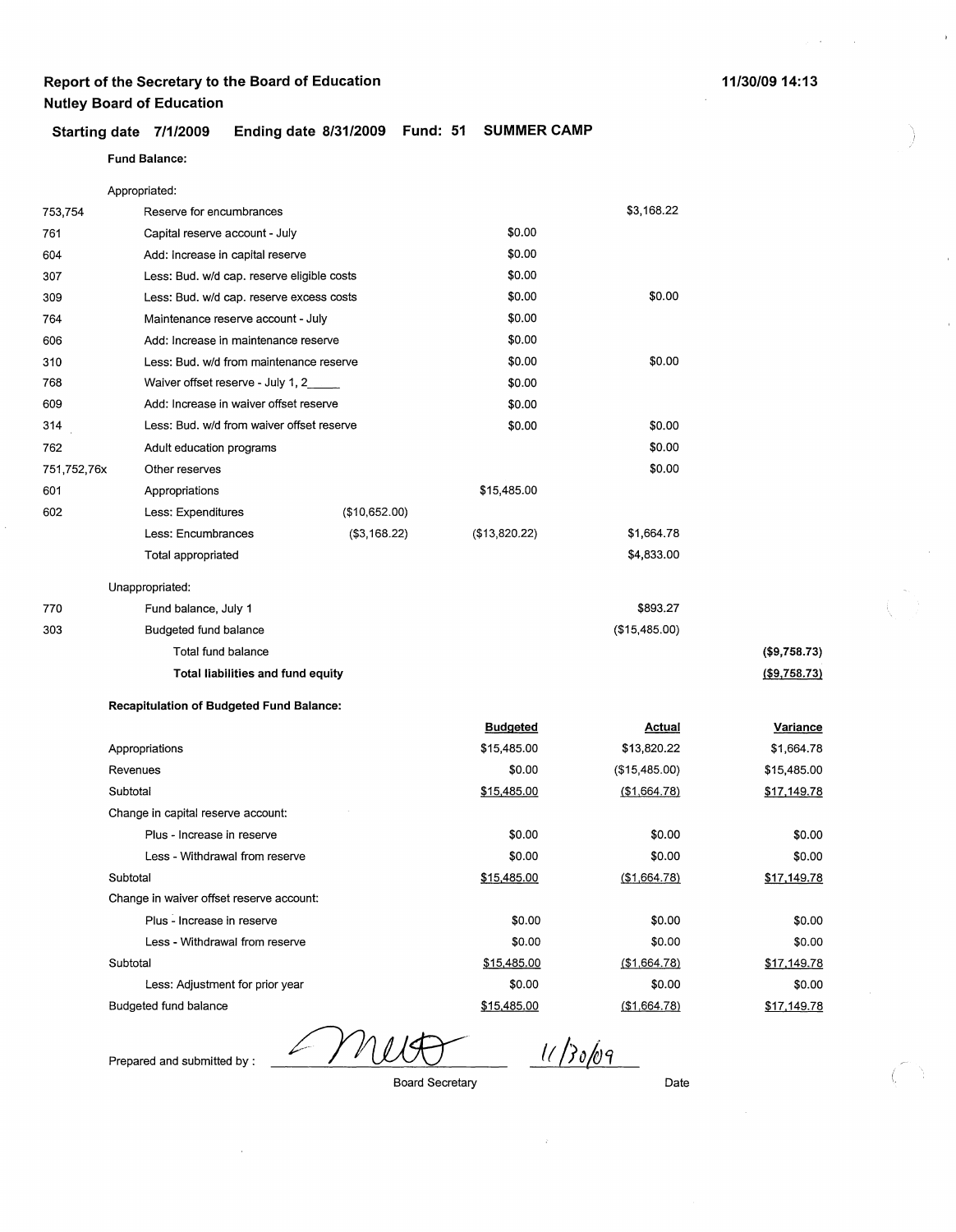**Report of the Secretary to the Board of Education**
**Nutley Board of Education**

11/30/09 14:13

**Starting date 7/1/2009 Ending date 8/31/2009 Fund: 51 SUMMER CAMP**

**Fund Balance:**

| | | | | | |
|---|---|---|---|---|---|
| | Appropriated: | | | | |
| 753,754 | Reserve for encumbrances | | | $3,168.22 | |
| 761 | Capital reserve account - July | | $0.00 | | |
| 604 | Add: Increase in capital reserve | | $0.00 | | |
| 307 | Less: Bud. w/d cap. reserve eligible costs | | $0.00 | | |
| 309 | Less: Bud. w/d cap. reserve excess costs | | $0.00 | $0.00 | |
| 764 | Maintenance reserve account - July | | $0.00 | | |
| 606 | Add: Increase in maintenance reserve | | $0.00 | | |
| 310 | Less: Bud. w/d from maintenance reserve | | $0.00 | $0.00 | |
| 768 | Waiver offset reserve - July 1, 2_____ | | $0.00 | | |
| 609 | Add: Increase in waiver offset reserve | | $0.00 | | |
| 314 | Less: Bud. w/d from waiver offset reserve | | $0.00 | $0.00 | |
| 762 | Adult education programs | | | $0.00 | |
| 751,752,76x | Other reserves | | | $0.00 | |
| 601 | Appropriations | | $15,485.00 | | |
| 602 | Less: Expenditures | ($10,652.00) | | | |
| | Less: Encumbrances | ($3,168.22) | ($13,820.22) | $1,664.78 | |
| | Total appropriated | | | $4,833.00 | |
| | Unappropriated: | | | | |
| 770 | Fund balance, July 1 | | | $893.27 | |
| 303 | Budgeted fund balance | | | ($15,485.00) | |
| | Total fund balance | | | | **($9,758.73)** |
| | **Total liabilities and fund equity** | | | | **($9,758.73)** |

**Recapitulation of Budgeted Fund Balance:**

| | Budgeted | Actual | Variance |
|---|---|---|---|
| Appropriations | $15,485.00 | $13,820.22 | $1,664.78 |
| Revenues | $0.00 | ($15,485.00) | $15,485.00 |
| Subtotal | $15,485.00 | ($1,664.78) | $17,149.78 |
| Change in capital reserve account: | | | |
| Plus - Increase in reserve | $0.00 | $0.00 | $0.00 |
| Less - Withdrawal from reserve | $0.00 | $0.00 | $0.00 |
| Subtotal | $15,485.00 | ($1,664.78) | $17,149.78 |
| Change in waiver offset reserve account: | | | |
| Plus - Increase in reserve | $0.00 | $0.00 | $0.00 |
| Less - Withdrawal from reserve | $0.00 | $0.00 | $0.00 |
| Subtotal | $15,485.00 | ($1,664.78) | $17,149.78 |
| Less: Adjustment for prior year | $0.00 | $0.00 | $0.00 |
| Budgeted fund balance | $15,485.00 | ($1,664.78) | $17,149.78 |

Prepared and submitted by : _[signature]_ 11/30/09

Board Secretary Date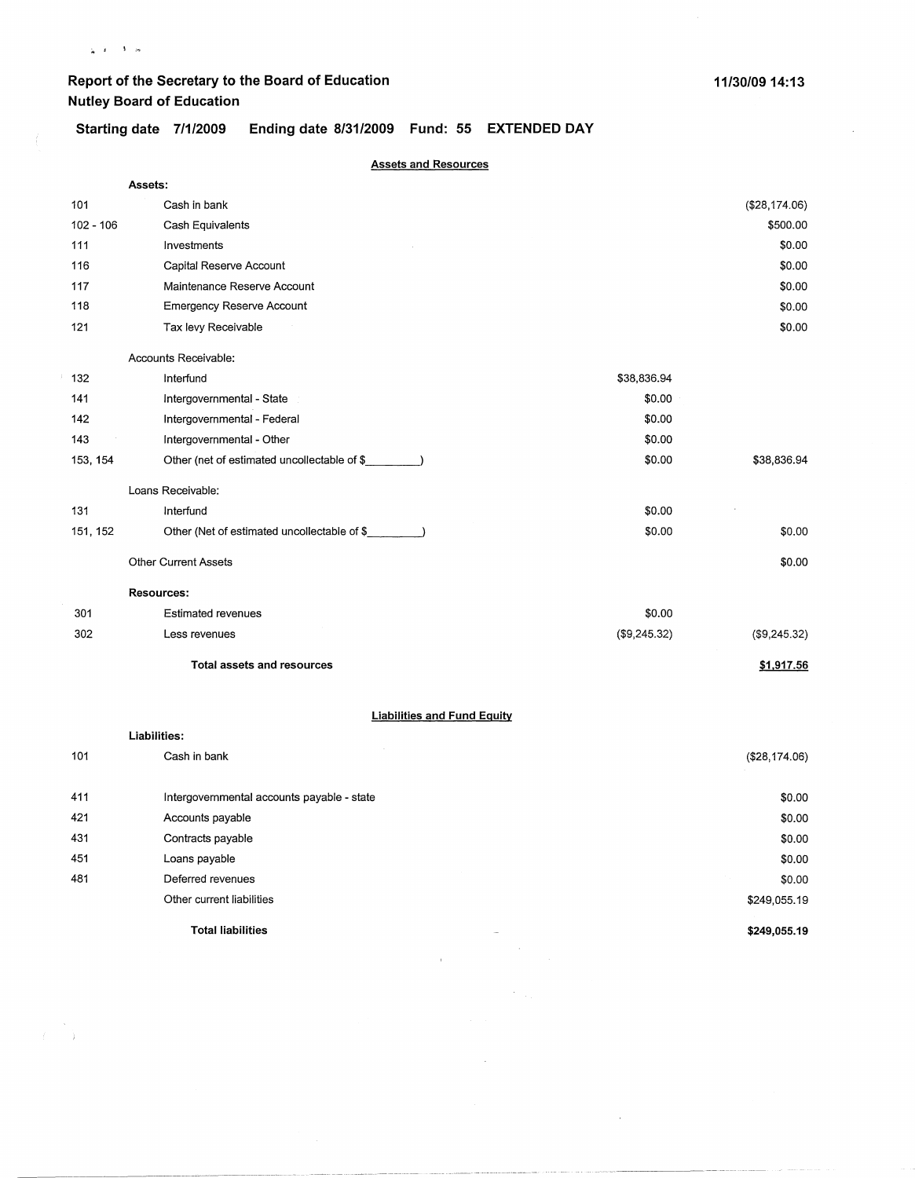# Report of the Secretary to the Board of Education
## Nutley Board of Education

11/30/09 14:13

**Starting date 7/1/2009 Ending date 8/31/2009 Fund: 55 EXTENDED DAY**

### Assets and Resources

| | | | |
|---|---|---|---|
| | **Assets:** | | |
| 101 | Cash in bank | | ($28,174.06) |
| 102 - 106 | Cash Equivalents | | $500.00 |
| 111 | Investments | | $0.00 |
| 116 | Capital Reserve Account | | $0.00 |
| 117 | Maintenance Reserve Account | | $0.00 |
| 118 | Emergency Reserve Account | | $0.00 |
| 121 | Tax levy Receivable | | $0.00 |
| | Accounts Receivable: | | |
| 132 | Interfund | $38,836.94 | |
| 141 | Intergovernmental - State | $0.00 | |
| 142 | Intergovernmental - Federal | $0.00 | |
| 143 | Intergovernmental - Other | $0.00 | |
| 153, 154 | Other (net of estimated uncollectable of $________) | $0.00 | $38,836.94 |
| | Loans Receivable: | | |
| 131 | Interfund | $0.00 | |
| 151, 152 | Other (Net of estimated uncollectable of $________) | $0.00 | $0.00 |
| | Other Current Assets | | $0.00 |
| | **Resources:** | | |
| 301 | Estimated revenues | $0.00 | |
| 302 | Less revenues | ($9,245.32) | ($9,245.32) |
| | **Total assets and resources** | | **$1,917.56** |

### Liabilities and Fund Equity

| | | |
|---|---|---|
| | **Liabilities:** | |
| 101 | Cash in bank | ($28,174.06) |
| 411 | Intergovernmental accounts payable - state | $0.00 |
| 421 | Accounts payable | $0.00 |
| 431 | Contracts payable | $0.00 |
| 451 | Loans payable | $0.00 |
| 481 | Deferred revenues | $0.00 |
| | Other current liabilities | $249,055.19 |
| | **Total liabilities** | **$249,055.19** |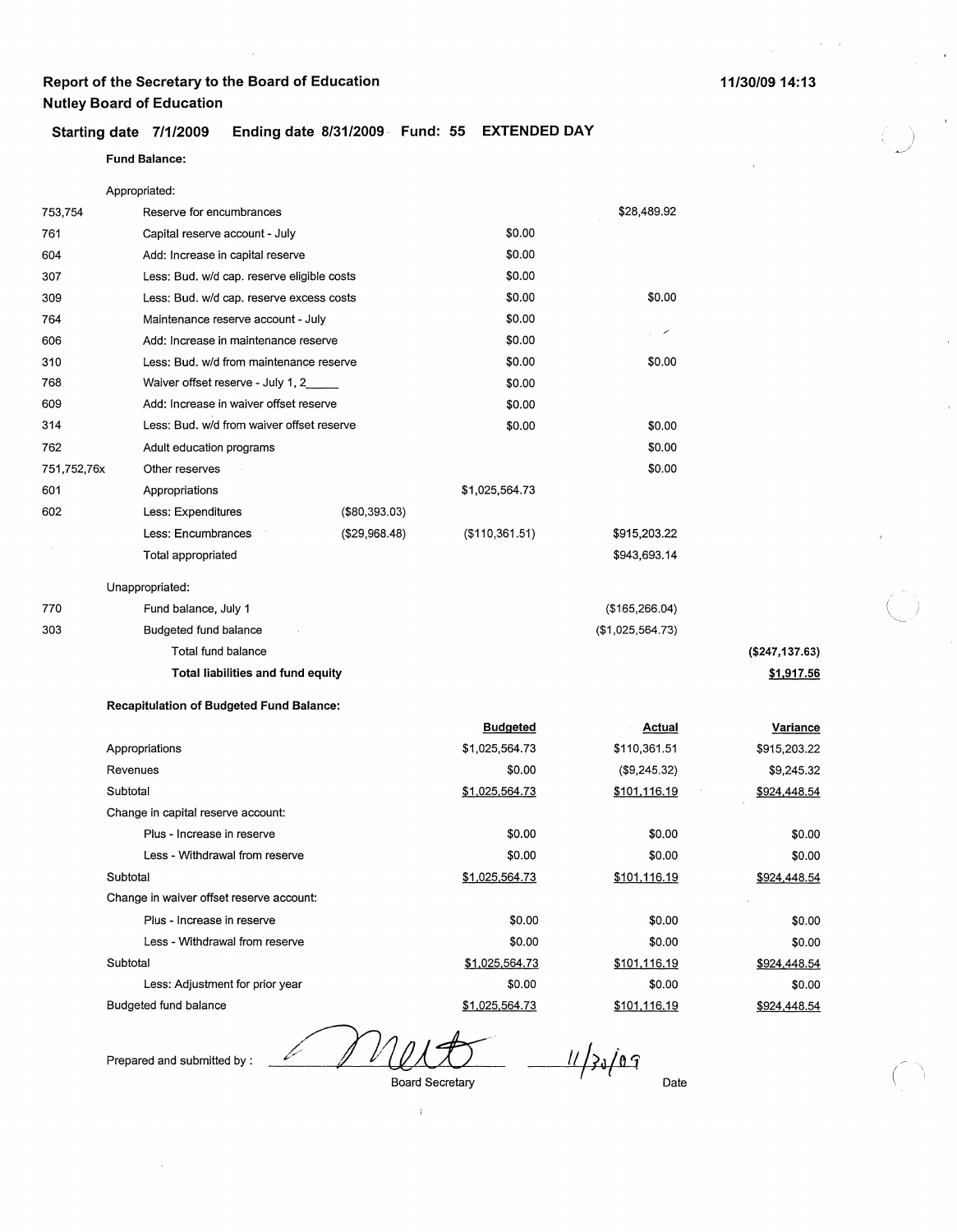**Report of the Secretary to the Board of Education**
**Nutley Board of Education**

11/30/09 14:13

**Starting date 7/1/2009 Ending date 8/31/2009 Fund: 55 EXTENDED DAY**

**Fund Balance:**

| | | | | | |
|---|---|---|---|---|---|
| | Appropriated: | | | | |
| 753,754 | Reserve for encumbrances | | | $28,489.92 | |
| 761 | Capital reserve account - July | | $0.00 | | |
| 604 | Add: Increase in capital reserve | | $0.00 | | |
| 307 | Less: Bud. w/d cap. reserve eligible costs | | $0.00 | | |
| 309 | Less: Bud. w/d cap. reserve excess costs | | $0.00 | $0.00 | |
| 764 | Maintenance reserve account - July | | $0.00 | | |
| 606 | Add: Increase in maintenance reserve | | $0.00 | | |
| 310 | Less: Bud. w/d from maintenance reserve | | $0.00 | $0.00 | |
| 768 | Waiver offset reserve - July 1, 2____ | | $0.00 | | |
| 609 | Add: Increase in waiver offset reserve | | $0.00 | | |
| 314 | Less: Bud. w/d from waiver offset reserve | | $0.00 | $0.00 | |
| 762 | Adult education programs | | | $0.00 | |
| 751,752,76x | Other reserves | | | $0.00 | |
| 601 | Appropriations | | $1,025,564.73 | | |
| 602 | Less: Expenditures | ($80,393.03) | | | |
| | Less: Encumbrances | ($29,968.48) | ($110,361.51) | $915,203.22 | |
| | Total appropriated | | | $943,693.14 | |
| | Unappropriated: | | | | |
| 770 | Fund balance, July 1 | | | ($165,266.04) | |
| 303 | Budgeted fund balance | | | ($1,025,564.73) | |
| | Total fund balance | | | | ($247,137.63) |
| | **Total liabilities and fund equity** | | | | $1,917.56 |

**Recapitulation of Budgeted Fund Balance:**

| | Budgeted | Actual | Variance |
|---|---|---|---|
| Appropriations | $1,025,564.73 | $110,361.51 | $915,203.22 |
| Revenues | $0.00 | ($9,245.32) | $9,245.32 |
| Subtotal | $1,025,564.73 | $101,116.19 | $924,448.54 |
| Change in capital reserve account: | | | |
| Plus - Increase in reserve | $0.00 | $0.00 | $0.00 |
| Less - Withdrawal from reserve | $0.00 | $0.00 | $0.00 |
| Subtotal | $1,025,564.73 | $101,116.19 | $924,448.54 |
| Change in waiver offset reserve account: | | | |
| Plus - Increase in reserve | $0.00 | $0.00 | $0.00 |
| Less - Withdrawal from reserve | $0.00 | $0.00 | $0.00 |
| Subtotal | $1,025,564.73 | $101,116.19 | $924,448.54 |
| Less: Adjustment for prior year | $0.00 | $0.00 | $0.00 |
| Budgeted fund balance | $1,025,564.73 | $101,116.19 | $924,448.54 |

Prepared and submitted by : Board Secretary 11/30/09 Date